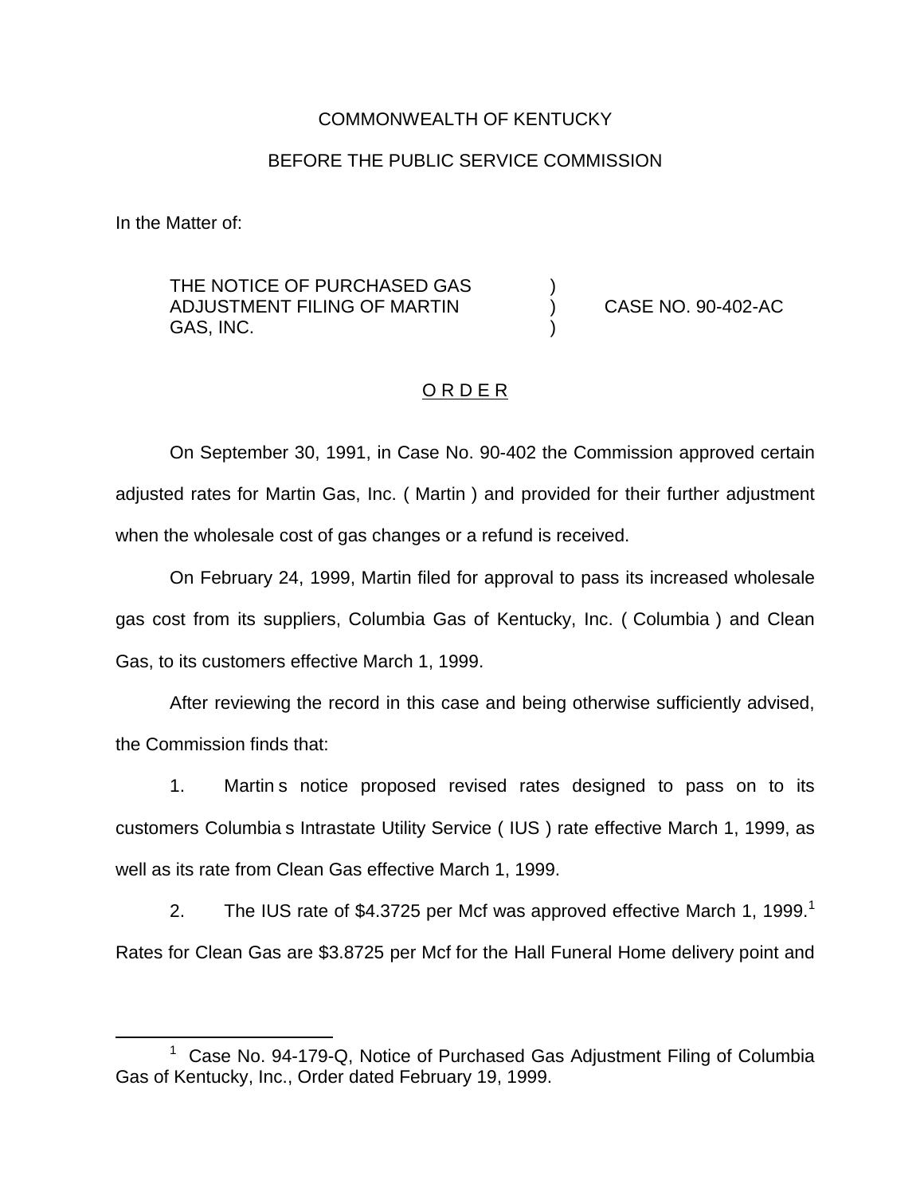COMMONWEALTH OF KENTUCKY

BEFORE THE PUBLIC SERVICE COMMISSION

In the Matter of:

THE NOTICE OF PURCHASED GAS ADJUSTMENT FILING OF MARTIN GAS, INC. ) CASE NO. 90-402-AC

O R D E R

On September 30, 1991, in Case No. 90-402 the Commission approved certain adjusted rates for Martin Gas, Inc. ( Martin ) and provided for their further adjustment when the wholesale cost of gas changes or a refund is received.

On February 24, 1999, Martin filed for approval to pass its increased wholesale gas cost from its suppliers, Columbia Gas of Kentucky, Inc. ( Columbia ) and Clean Gas, to its customers effective March 1, 1999.

After reviewing the record in this case and being otherwise sufficiently advised, the Commission finds that:

1. Martin s notice proposed revised rates designed to pass on to its customers Columbia s Intrastate Utility Service ( IUS ) rate effective March 1, 1999, as well as its rate from Clean Gas effective March 1, 1999.

2. The IUS rate of $4.3725 per Mcf was approved effective March 1, 1999.[1] Rates for Clean Gas are $3.8725 per Mcf for the Hall Funeral Home delivery point and

[1] Case No. 94-179-Q, Notice of Purchased Gas Adjustment Filing of Columbia Gas of Kentucky, Inc., Order dated February 19, 1999.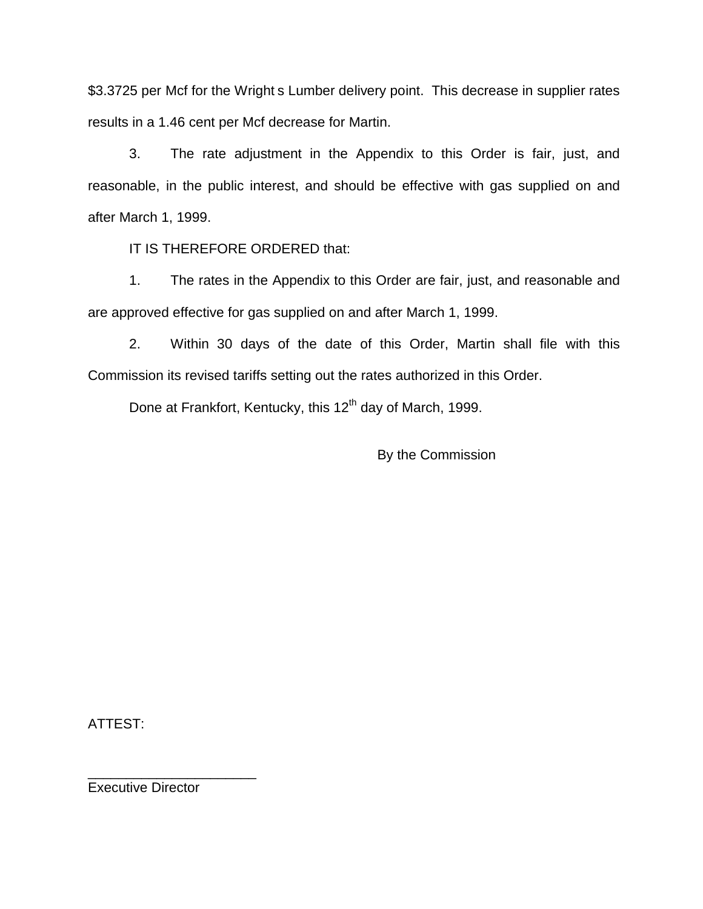$3.3725 per Mcf for the Wright s Lumber delivery point. This decrease in supplier rates results in a 1.46 cent per Mcf decrease for Martin.

3. The rate adjustment in the Appendix to this Order is fair, just, and reasonable, in the public interest, and should be effective with gas supplied on and after March 1, 1999.

IT IS THEREFORE ORDERED that:

1. The rates in the Appendix to this Order are fair, just, and reasonable and are approved effective for gas supplied on and after March 1, 1999.

2. Within 30 days of the date of this Order, Martin shall file with this Commission its revised tariffs setting out the rates authorized in this Order.

Done at Frankfort, Kentucky, this 12th day of March, 1999.

By the Commission

ATTEST:

______________________
Executive Director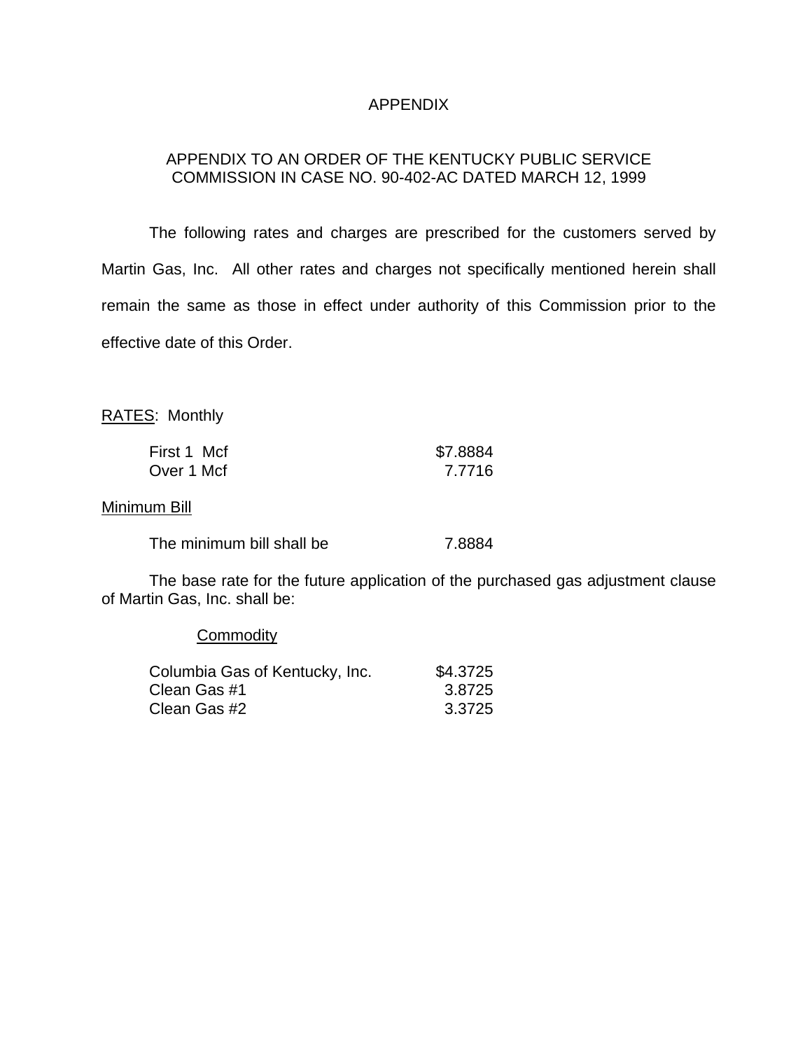# APPENDIX

APPENDIX TO AN ORDER OF THE KENTUCKY PUBLIC SERVICE COMMISSION IN CASE NO. 90-402-AC DATED MARCH 12, 1999

The following rates and charges are prescribed for the customers served by Martin Gas, Inc. All other rates and charges not specifically mentioned herein shall remain the same as those in effect under authority of this Commission prior to the effective date of this Order.

RATES: Monthly

| | |
|---|---|
| First 1 Mcf | $7.8884 |
| Over 1 Mcf | 7.7716 |

Minimum Bill

| | |
|---|---|
| The minimum bill shall be | 7.8884 |

The base rate for the future application of the purchased gas adjustment clause of Martin Gas, Inc. shall be:

Commodity

| | |
|---|---|
| Columbia Gas of Kentucky, Inc. | $4.3725 |
| Clean Gas #1 | 3.8725 |
| Clean Gas #2 | 3.3725 |